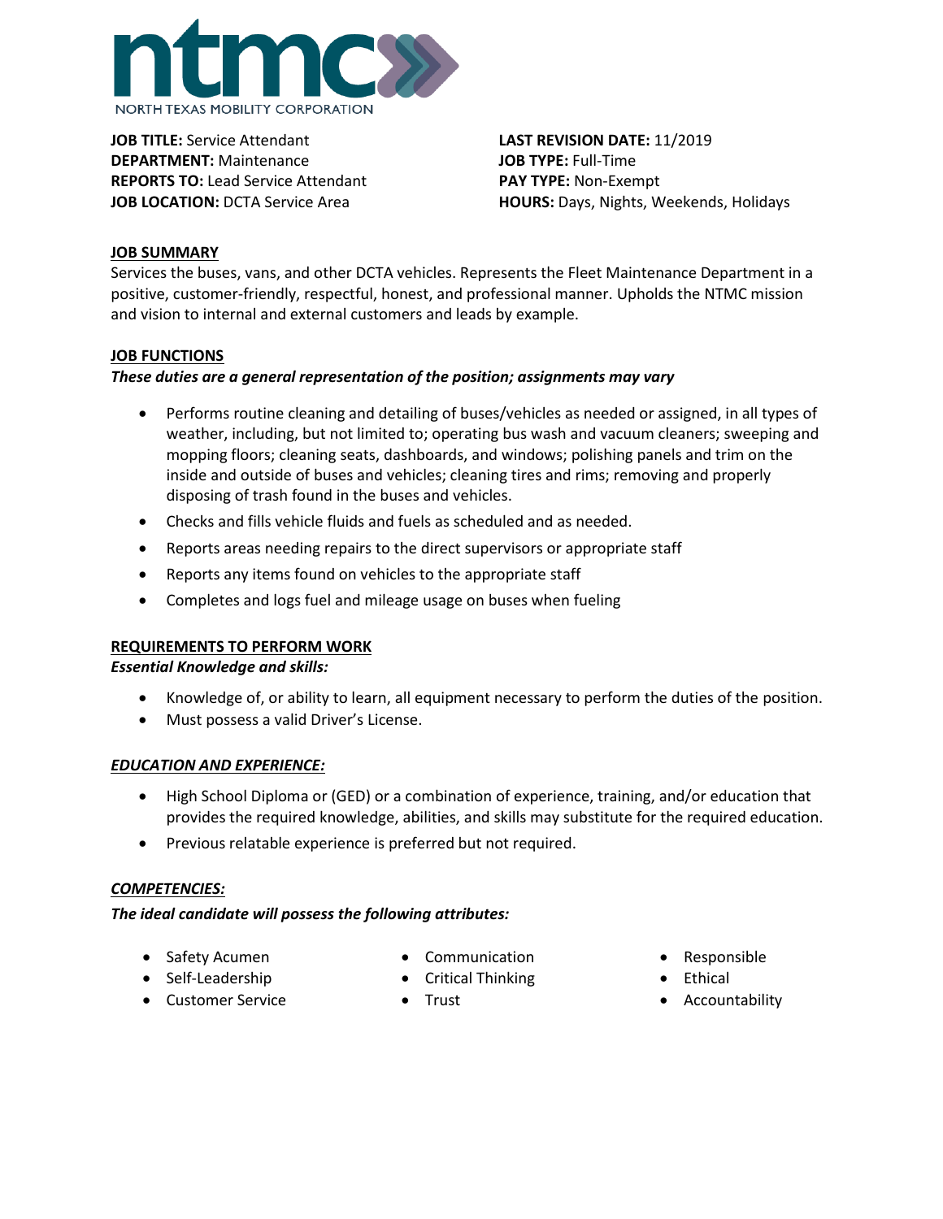ntmc

NORTH TEXAS MOBILITY CORPORATION

**JOB TITLE:** Service Attendant
**DEPARTMENT:** Maintenance
**REPORTS TO:** Lead Service Attendant
**JOB LOCATION:** DCTA Service Area

**LAST REVISION DATE:** 11/2019
**JOB TYPE:** Full-Time
**PAY TYPE:** Non-Exempt
**HOURS:** Days, Nights, Weekends, Holidays

## JOB SUMMARY

Services the buses, vans, and other DCTA vehicles. Represents the Fleet Maintenance Department in a positive, customer-friendly, respectful, honest, and professional manner. Upholds the NTMC mission and vision to internal and external customers and leads by example.

## JOB FUNCTIONS

***These duties are a general representation of the position; assignments may vary***

- Performs routine cleaning and detailing of buses/vehicles as needed or assigned, in all types of weather, including, but not limited to; operating bus wash and vacuum cleaners; sweeping and mopping floors; cleaning seats, dashboards, and windows; polishing panels and trim on the inside and outside of buses and vehicles; cleaning tires and rims; removing and properly disposing of trash found in the buses and vehicles.
- Checks and fills vehicle fluids and fuels as scheduled and as needed.
- Reports areas needing repairs to the direct supervisors or appropriate staff
- Reports any items found on vehicles to the appropriate staff
- Completes and logs fuel and mileage usage on buses when fueling

## REQUIREMENTS TO PERFORM WORK

***Essential Knowledge and skills:***

- Knowledge of, or ability to learn, all equipment necessary to perform the duties of the position.
- Must possess a valid Driver's License.

### *EDUCATION AND EXPERIENCE:*

- High School Diploma or (GED) or a combination of experience, training, and/or education that provides the required knowledge, abilities, and skills may substitute for the required education.
- Previous relatable experience is preferred but not required.

### *COMPETENCIES:*

***The ideal candidate will possess the following attributes:***

- Safety Acumen
- Self-Leadership
- Customer Service
- Communication
- Critical Thinking
- Trust
- Responsible
- Ethical
- Accountability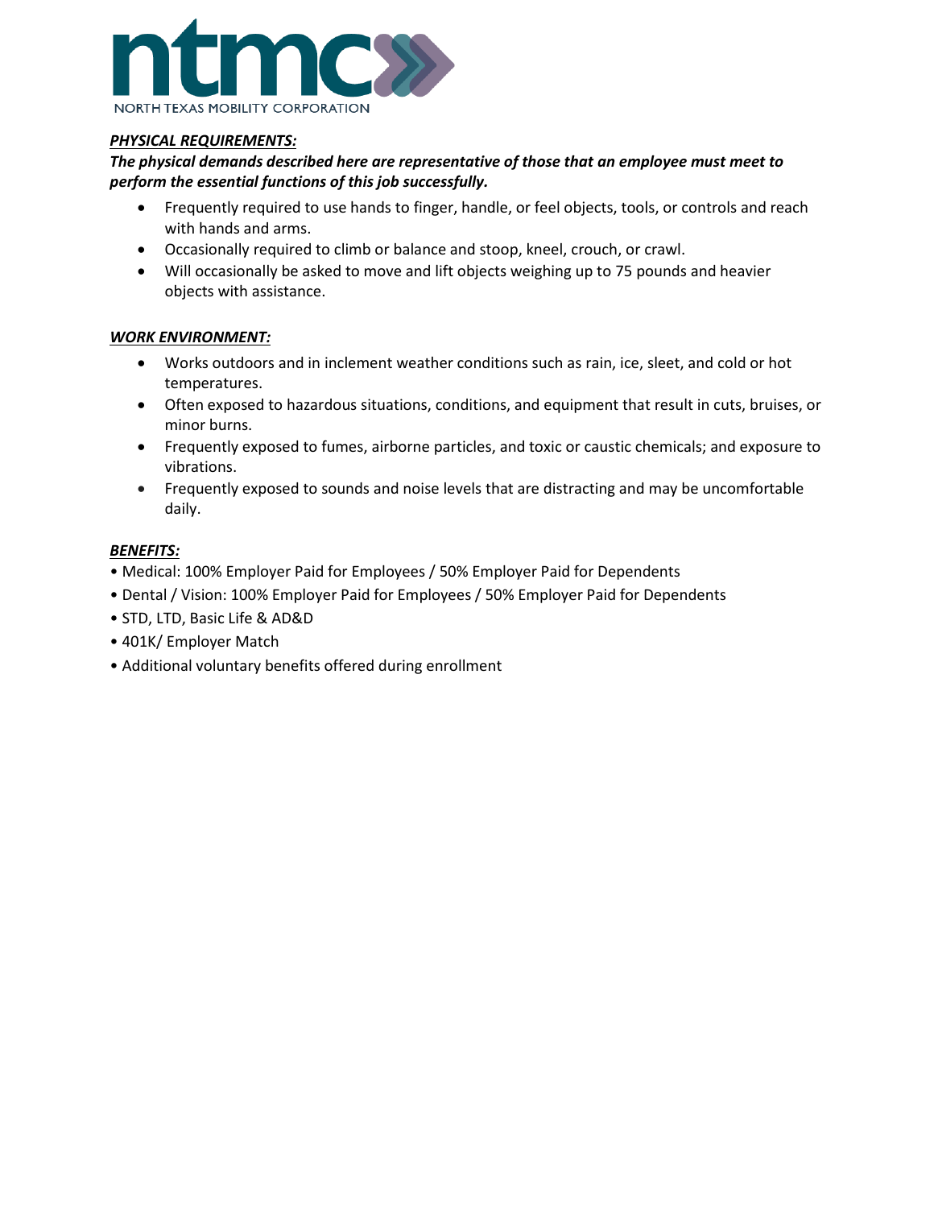NORTH TEXAS MOBILITY CORPORATION

***PHYSICAL REQUIREMENTS:***

***The physical demands described here are representative of those that an employee must meet to perform the essential functions of this job successfully.***

- Frequently required to use hands to finger, handle, or feel objects, tools, or controls and reach with hands and arms.
- Occasionally required to climb or balance and stoop, kneel, crouch, or crawl.
- Will occasionally be asked to move and lift objects weighing up to 75 pounds and heavier objects with assistance.

***WORK ENVIRONMENT:***

- Works outdoors and in inclement weather conditions such as rain, ice, sleet, and cold or hot temperatures.
- Often exposed to hazardous situations, conditions, and equipment that result in cuts, bruises, or minor burns.
- Frequently exposed to fumes, airborne particles, and toxic or caustic chemicals; and exposure to vibrations.
- Frequently exposed to sounds and noise levels that are distracting and may be uncomfortable daily.

***BENEFITS:***

- Medical: 100% Employer Paid for Employees / 50% Employer Paid for Dependents
- Dental / Vision: 100% Employer Paid for Employees / 50% Employer Paid for Dependents
- STD, LTD, Basic Life & AD&D
- 401K/ Employer Match
- Additional voluntary benefits offered during enrollment